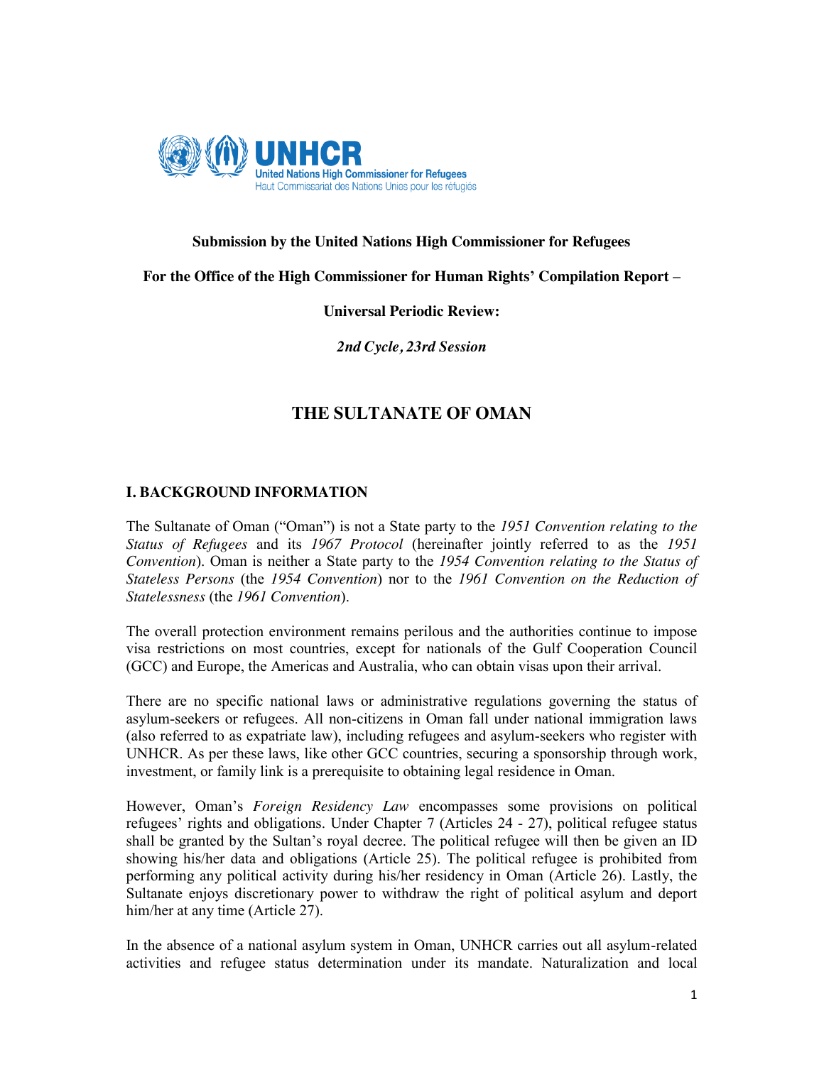**Submission by the United Nations High Commissioner for Refugees**

**For the Office of the High Commissioner for Human Rights' Compilation Report –**

**Universal Periodic Review:**

***2nd Cycle, 23rd Session***

# THE SULTANATE OF OMAN

## I. BACKGROUND INFORMATION

The Sultanate of Oman ("Oman") is not a State party to the *1951 Convention relating to the Status of Refugees* and its *1967 Protocol* (hereinafter jointly referred to as the *1951 Convention*). Oman is neither a State party to the *1954 Convention relating to the Status of Stateless Persons* (the *1954 Convention*) nor to the *1961 Convention on the Reduction of Statelessness* (the *1961 Convention*).

The overall protection environment remains perilous and the authorities continue to impose visa restrictions on most countries, except for nationals of the Gulf Cooperation Council (GCC) and Europe, the Americas and Australia, who can obtain visas upon their arrival.

There are no specific national laws or administrative regulations governing the status of asylum-seekers or refugees. All non-citizens in Oman fall under national immigration laws (also referred to as expatriate law), including refugees and asylum-seekers who register with UNHCR. As per these laws, like other GCC countries, securing a sponsorship through work, investment, or family link is a prerequisite to obtaining legal residence in Oman.

However, Oman's *Foreign Residency Law* encompasses some provisions on political refugees' rights and obligations. Under Chapter 7 (Articles 24 - 27), political refugee status shall be granted by the Sultan's royal decree. The political refugee will then be given an ID showing his/her data and obligations (Article 25). The political refugee is prohibited from performing any political activity during his/her residency in Oman (Article 26). Lastly, the Sultanate enjoys discretionary power to withdraw the right of political asylum and deport him/her at any time (Article 27).

In the absence of a national asylum system in Oman, UNHCR carries out all asylum-related activities and refugee status determination under its mandate. Naturalization and local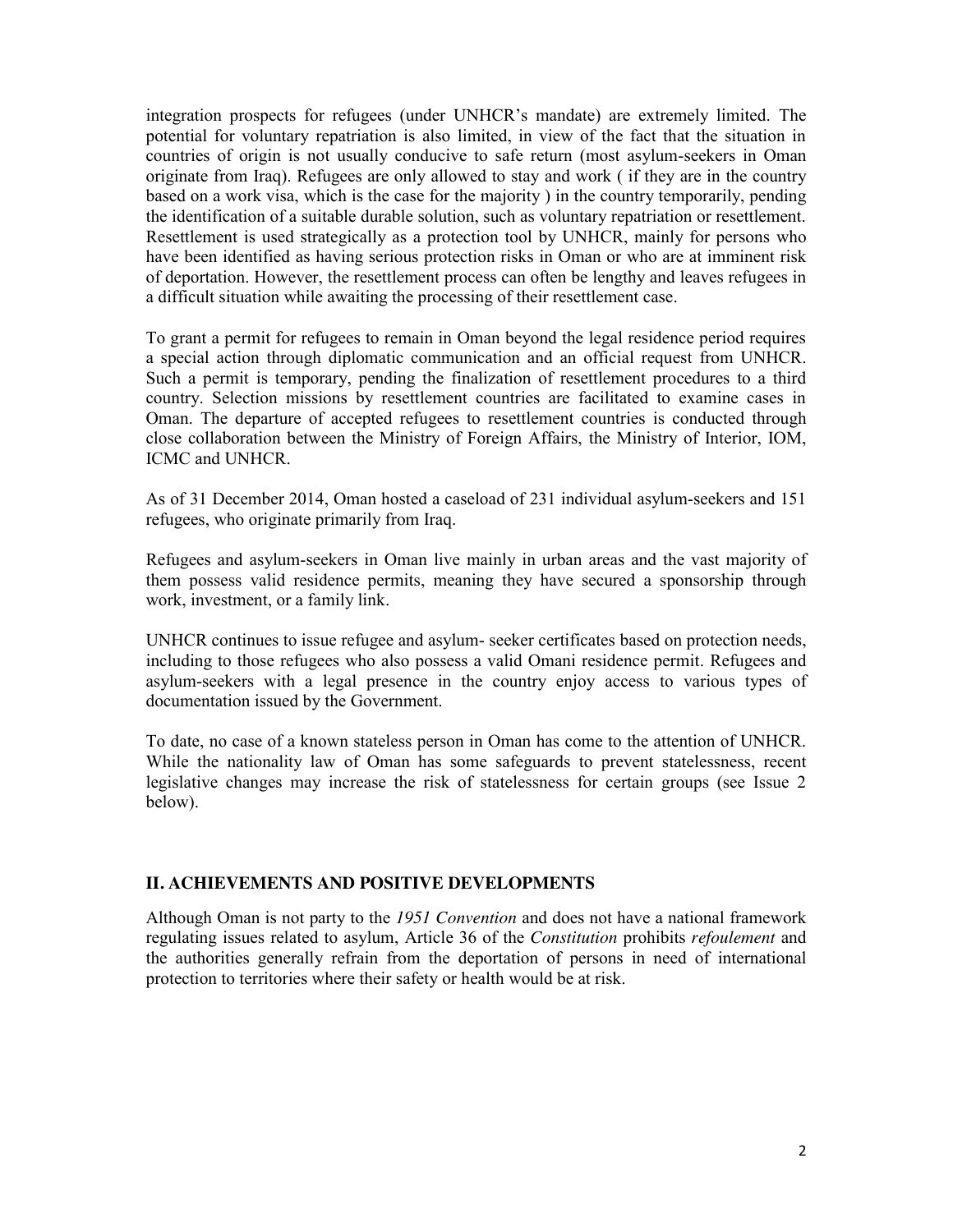integration prospects for refugees (under UNHCR's mandate) are extremely limited. The potential for voluntary repatriation is also limited, in view of the fact that the situation in countries of origin is not usually conducive to safe return (most asylum-seekers in Oman originate from Iraq). Refugees are only allowed to stay and work ( if they are in the country based on a work visa, which is the case for the majority ) in the country temporarily, pending the identification of a suitable durable solution, such as voluntary repatriation or resettlement. Resettlement is used strategically as a protection tool by UNHCR, mainly for persons who have been identified as having serious protection risks in Oman or who are at imminent risk of deportation. However, the resettlement process can often be lengthy and leaves refugees in a difficult situation while awaiting the processing of their resettlement case.

To grant a permit for refugees to remain in Oman beyond the legal residence period requires a special action through diplomatic communication and an official request from UNHCR. Such a permit is temporary, pending the finalization of resettlement procedures to a third country. Selection missions by resettlement countries are facilitated to examine cases in Oman. The departure of accepted refugees to resettlement countries is conducted through close collaboration between the Ministry of Foreign Affairs, the Ministry of Interior, IOM, ICMC and UNHCR.

As of 31 December 2014, Oman hosted a caseload of 231 individual asylum-seekers and 151 refugees, who originate primarily from Iraq.

Refugees and asylum-seekers in Oman live mainly in urban areas and the vast majority of them possess valid residence permits, meaning they have secured a sponsorship through work, investment, or a family link.

UNHCR continues to issue refugee and asylum- seeker certificates based on protection needs, including to those refugees who also possess a valid Omani residence permit. Refugees and asylum-seekers with a legal presence in the country enjoy access to various types of documentation issued by the Government.

To date, no case of a known stateless person in Oman has come to the attention of UNHCR. While the nationality law of Oman has some safeguards to prevent statelessness, recent legislative changes may increase the risk of statelessness for certain groups (see Issue 2 below).

## II. ACHIEVEMENTS AND POSITIVE DEVELOPMENTS

Although Oman is not party to the *1951 Convention* and does not have a national framework regulating issues related to asylum, Article 36 of the *Constitution* prohibits *refoulement* and the authorities generally refrain from the deportation of persons in need of international protection to territories where their safety or health would be at risk.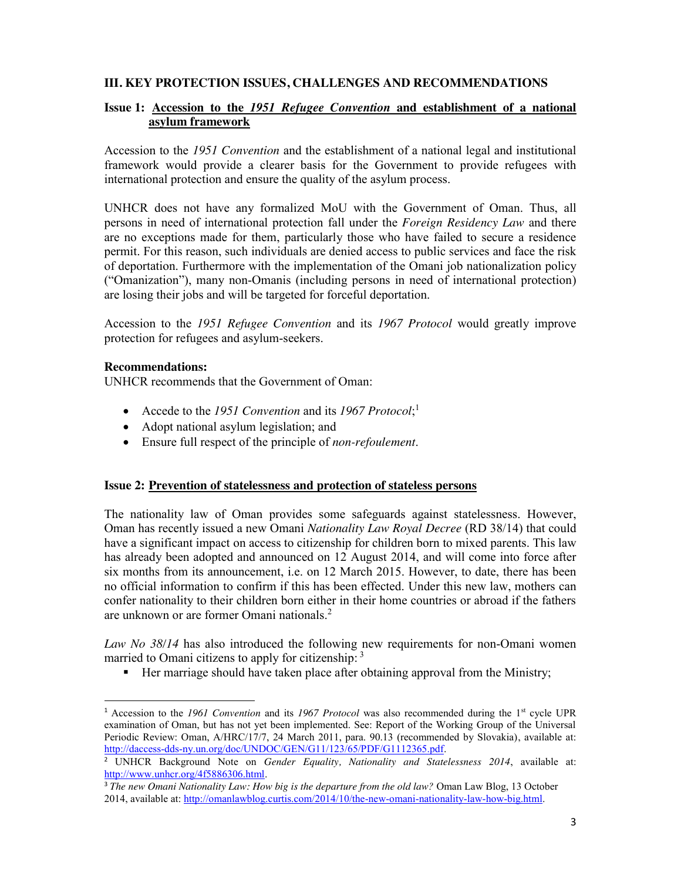## III. KEY PROTECTION ISSUES, CHALLENGES AND RECOMMENDATIONS

### Issue 1: Accession to the *1951 Refugee Convention* and establishment of a national asylum framework

Accession to the *1951 Convention* and the establishment of a national legal and institutional framework would provide a clearer basis for the Government to provide refugees with international protection and ensure the quality of the asylum process.

UNHCR does not have any formalized MoU with the Government of Oman. Thus, all persons in need of international protection fall under the *Foreign Residency Law* and there are no exceptions made for them, particularly those who have failed to secure a residence permit. For this reason, such individuals are denied access to public services and face the risk of deportation. Furthermore with the implementation of the Omani job nationalization policy ("Omanization"), many non-Omanis (including persons in need of international protection) are losing their jobs and will be targeted for forceful deportation.

Accession to the *1951 Refugee Convention* and its *1967 Protocol* would greatly improve protection for refugees and asylum-seekers.

**Recommendations:**
UNHCR recommends that the Government of Oman:

- Accede to the *1951 Convention* and its *1967 Protocol*;[1]
- Adopt national asylum legislation; and
- Ensure full respect of the principle of *non-refoulement*.

### Issue 2: Prevention of statelessness and protection of stateless persons

The nationality law of Oman provides some safeguards against statelessness. However, Oman has recently issued a new Omani *Nationality Law Royal Decree* (RD 38/14) that could have a significant impact on access to citizenship for children born to mixed parents. This law has already been adopted and announced on 12 August 2014, and will come into force after six months from its announcement, i.e. on 12 March 2015. However, to date, there has been no official information to confirm if this has been effected. Under this new law, mothers can confer nationality to their children born either in their home countries or abroad if the fathers are unknown or are former Omani nationals.[2]

*Law No 38/14* has also introduced the following new requirements for non-Omani women married to Omani citizens to apply for citizenship: [3]

- Her marriage should have taken place after obtaining approval from the Ministry;

---

[1] Accession to the *1961 Convention* and its *1967 Protocol* was also recommended during the 1st cycle UPR examination of Oman, but has not yet been implemented. See: Report of the Working Group of the Universal Periodic Review: Oman, A/HRC/17/7, 24 March 2011, para. 90.13 (recommended by Slovakia), available at: http://daccess-dds-ny.un.org/doc/UNDOC/GEN/G11/123/65/PDF/G1112365.pdf.

[2] UNHCR Background Note on *Gender Equality, Nationality and Statelessness 2014*, available at: http://www.unhcr.org/4f5886306.html.

[3] *The new Omani Nationality Law: How big is the departure from the old law?* Oman Law Blog, 13 October 2014, available at: http://omanlawblog.curtis.com/2014/10/the-new-omani-nationality-law-how-big.html.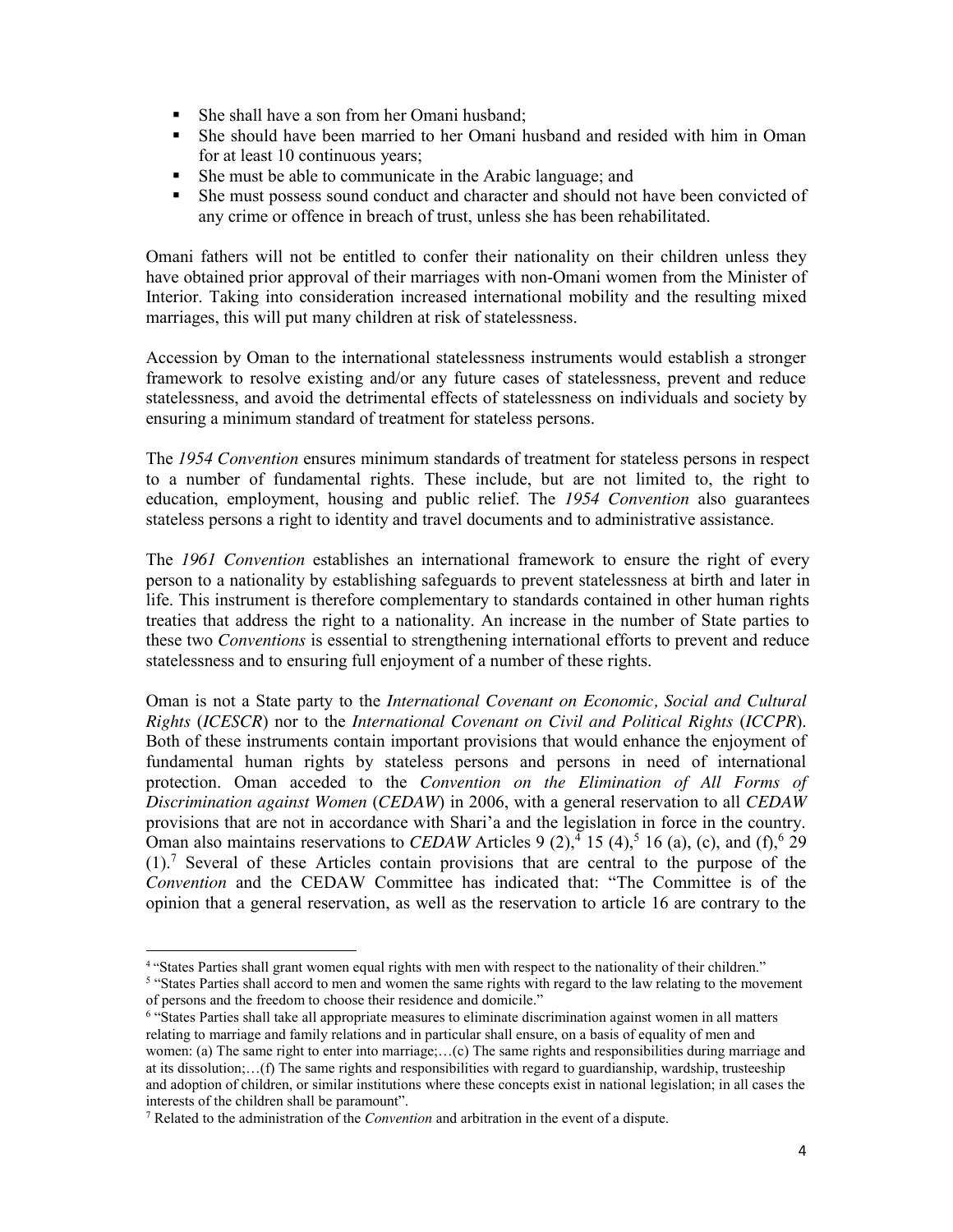- She shall have a son from her Omani husband;
- She should have been married to her Omani husband and resided with him in Oman for at least 10 continuous years;
- She must be able to communicate in the Arabic language; and
- She must possess sound conduct and character and should not have been convicted of any crime or offence in breach of trust, unless she has been rehabilitated.

Omani fathers will not be entitled to confer their nationality on their children unless they have obtained prior approval of their marriages with non-Omani women from the Minister of Interior. Taking into consideration increased international mobility and the resulting mixed marriages, this will put many children at risk of statelessness.

Accession by Oman to the international statelessness instruments would establish a stronger framework to resolve existing and/or any future cases of statelessness, prevent and reduce statelessness, and avoid the detrimental effects of statelessness on individuals and society by ensuring a minimum standard of treatment for stateless persons.

The *1954 Convention* ensures minimum standards of treatment for stateless persons in respect to a number of fundamental rights. These include, but are not limited to, the right to education, employment, housing and public relief. The *1954 Convention* also guarantees stateless persons a right to identity and travel documents and to administrative assistance.

The *1961 Convention* establishes an international framework to ensure the right of every person to a nationality by establishing safeguards to prevent statelessness at birth and later in life. This instrument is therefore complementary to standards contained in other human rights treaties that address the right to a nationality. An increase in the number of State parties to these two *Conventions* is essential to strengthening international efforts to prevent and reduce statelessness and to ensuring full enjoyment of a number of these rights.

Oman is not a State party to the *International Covenant on Economic, Social and Cultural Rights* (*ICESCR*) nor to the *International Covenant on Civil and Political Rights* (*ICCPR*). Both of these instruments contain important provisions that would enhance the enjoyment of fundamental human rights by stateless persons and persons in need of international protection. Oman acceded to the *Convention on the Elimination of All Forms of Discrimination against Women* (*CEDAW*) in 2006, with a general reservation to all *CEDAW* provisions that are not in accordance with Shari'a and the legislation in force in the country. Oman also maintains reservations to *CEDAW* Articles 9 (2),[4] 15 (4),[5] 16 (a), (c), and (f),[6] 29 (1).[7] Several of these Articles contain provisions that are central to the purpose of the *Convention* and the CEDAW Committee has indicated that: "The Committee is of the opinion that a general reservation, as well as the reservation to article 16 are contrary to the

---

[4] "States Parties shall grant women equal rights with men with respect to the nationality of their children."

[5] "States Parties shall accord to men and women the same rights with regard to the law relating to the movement of persons and the freedom to choose their residence and domicile."

[6] "States Parties shall take all appropriate measures to eliminate discrimination against women in all matters relating to marriage and family relations and in particular shall ensure, on a basis of equality of men and women: (a) The same right to enter into marriage;…(c) The same rights and responsibilities during marriage and at its dissolution;…(f) The same rights and responsibilities with regard to guardianship, wardship, trusteeship and adoption of children, or similar institutions where these concepts exist in national legislation; in all cases the interests of the children shall be paramount".

[7] Related to the administration of the *Convention* and arbitration in the event of a dispute.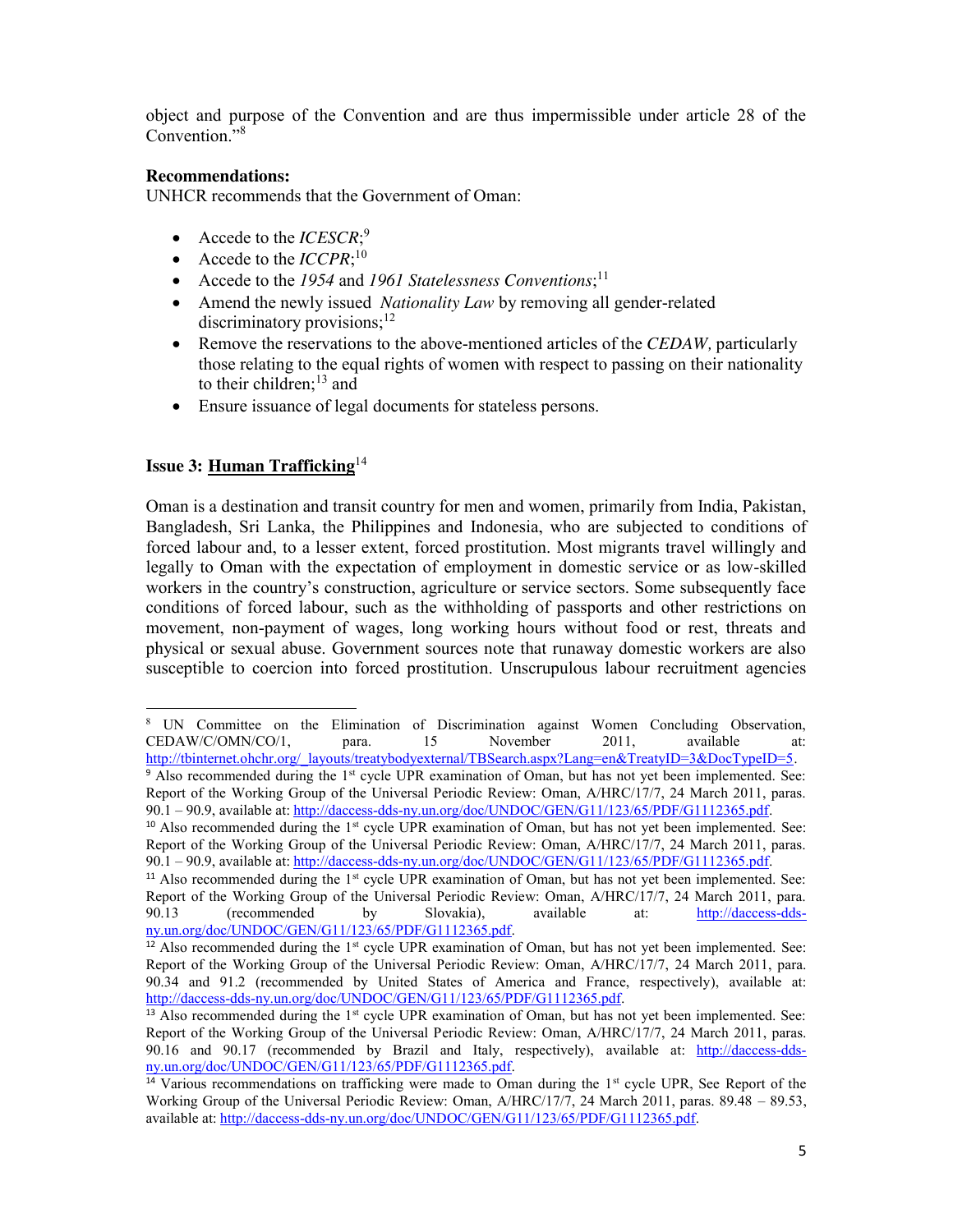object and purpose of the Convention and are thus impermissible under article 28 of the Convention."[8]

**Recommendations:**
UNHCR recommends that the Government of Oman:

- Accede to the *ICESCR*;[9]
- Accede to the *ICCPR*;[10]
- Accede to the *1954* and *1961 Statelessness Conventions*;[11]
- Amend the newly issued *Nationality Law* by removing all gender-related discriminatory provisions;[12]
- Remove the reservations to the above-mentioned articles of the *CEDAW,* particularly those relating to the equal rights of women with respect to passing on their nationality to their children;[13] and
- Ensure issuance of legal documents for stateless persons.

### Issue 3: <u>Human Trafficking</u>[14]

Oman is a destination and transit country for men and women, primarily from India, Pakistan, Bangladesh, Sri Lanka, the Philippines and Indonesia, who are subjected to conditions of forced labour and, to a lesser extent, forced prostitution. Most migrants travel willingly and legally to Oman with the expectation of employment in domestic service or as low-skilled workers in the country's construction, agriculture or service sectors. Some subsequently face conditions of forced labour, such as the withholding of passports and other restrictions on movement, non-payment of wages, long working hours without food or rest, threats and physical or sexual abuse. Government sources note that runaway domestic workers are also susceptible to coercion into forced prostitution. Unscrupulous labour recruitment agencies

---

[8] UN Committee on the Elimination of Discrimination against Women Concluding Observation, CEDAW/C/OMN/CO/1, para. 15 November 2011, available at: http://tbinternet.ohchr.org/_layouts/treatybodyexternal/TBSearch.aspx?Lang=en&TreatyID=3&DocTypeID=5.

[9] Also recommended during the 1st cycle UPR examination of Oman, but has not yet been implemented. See: Report of the Working Group of the Universal Periodic Review: Oman, A/HRC/17/7, 24 March 2011, paras. 90.1 – 90.9, available at: http://daccess-dds-ny.un.org/doc/UNDOC/GEN/G11/123/65/PDF/G1112365.pdf.

[10] Also recommended during the 1st cycle UPR examination of Oman, but has not yet been implemented. See: Report of the Working Group of the Universal Periodic Review: Oman, A/HRC/17/7, 24 March 2011, paras. 90.1 – 90.9, available at: http://daccess-dds-ny.un.org/doc/UNDOC/GEN/G11/123/65/PDF/G1112365.pdf.

[11] Also recommended during the 1st cycle UPR examination of Oman, but has not yet been implemented. See: Report of the Working Group of the Universal Periodic Review: Oman, A/HRC/17/7, 24 March 2011, para. 90.13 (recommended by Slovakia), available at: http://daccess-dds-ny.un.org/doc/UNDOC/GEN/G11/123/65/PDF/G1112365.pdf.

[12] Also recommended during the 1st cycle UPR examination of Oman, but has not yet been implemented. See: Report of the Working Group of the Universal Periodic Review: Oman, A/HRC/17/7, 24 March 2011, para. 90.34 and 91.2 (recommended by United States of America and France, respectively), available at: http://daccess-dds-ny.un.org/doc/UNDOC/GEN/G11/123/65/PDF/G1112365.pdf.

[13] Also recommended during the 1st cycle UPR examination of Oman, but has not yet been implemented. See: Report of the Working Group of the Universal Periodic Review: Oman, A/HRC/17/7, 24 March 2011, paras. 90.16 and 90.17 (recommended by Brazil and Italy, respectively), available at: http://daccess-dds-ny.un.org/doc/UNDOC/GEN/G11/123/65/PDF/G1112365.pdf.

[14] Various recommendations on trafficking were made to Oman during the 1st cycle UPR, See Report of the Working Group of the Universal Periodic Review: Oman, A/HRC/17/7, 24 March 2011, paras. 89.48 – 89.53, available at: http://daccess-dds-ny.un.org/doc/UNDOC/GEN/G11/123/65/PDF/G1112365.pdf.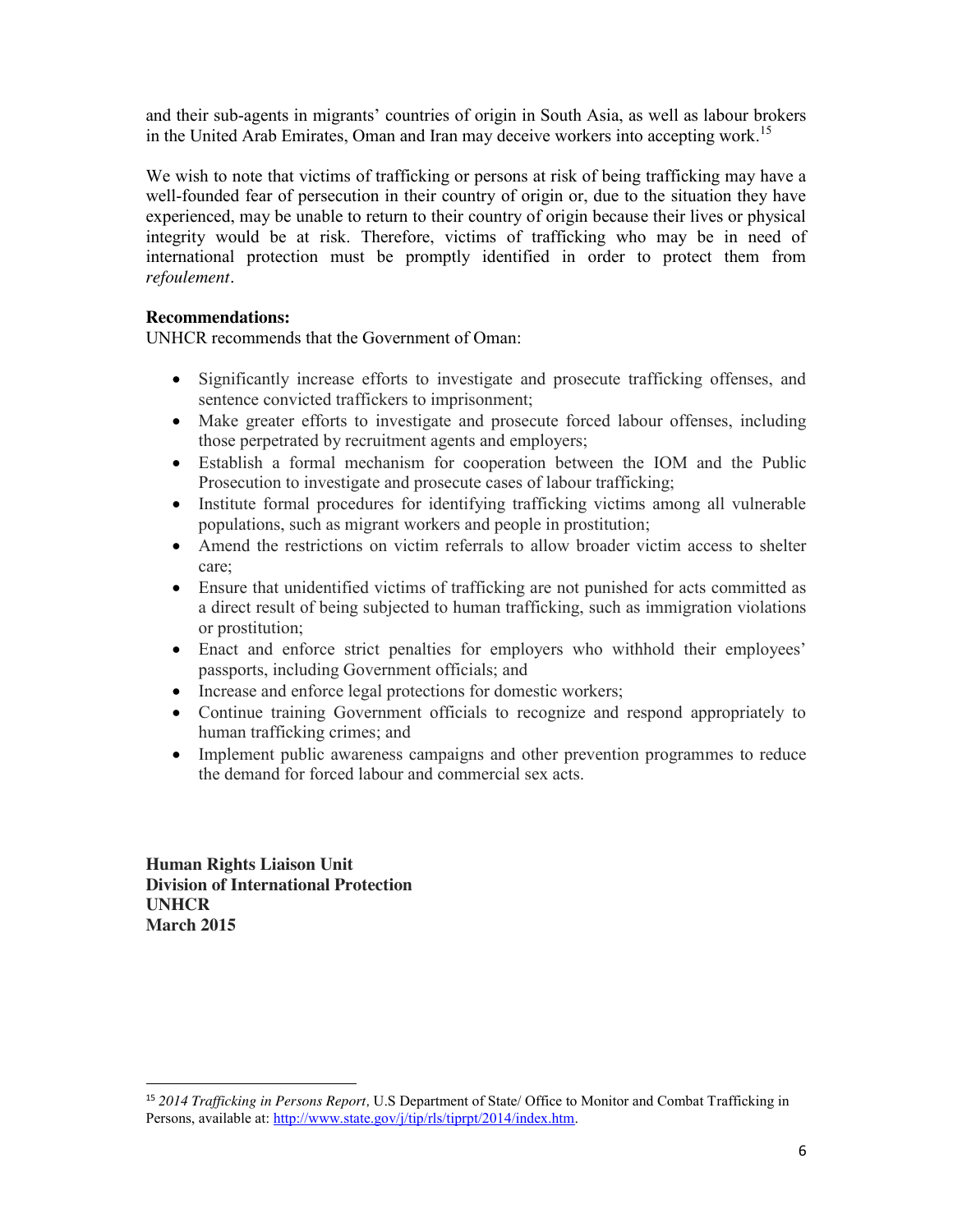and their sub-agents in migrants' countries of origin in South Asia, as well as labour brokers in the United Arab Emirates, Oman and Iran may deceive workers into accepting work.[15]

We wish to note that victims of trafficking or persons at risk of being trafficking may have a well-founded fear of persecution in their country of origin or, due to the situation they have experienced, may be unable to return to their country of origin because their lives or physical integrity would be at risk. Therefore, victims of trafficking who may be in need of international protection must be promptly identified in order to protect them from *refoulement*.

**Recommendations:**
UNHCR recommends that the Government of Oman:

- Significantly increase efforts to investigate and prosecute trafficking offenses, and sentence convicted traffickers to imprisonment;
- Make greater efforts to investigate and prosecute forced labour offenses, including those perpetrated by recruitment agents and employers;
- Establish a formal mechanism for cooperation between the IOM and the Public Prosecution to investigate and prosecute cases of labour trafficking;
- Institute formal procedures for identifying trafficking victims among all vulnerable populations, such as migrant workers and people in prostitution;
- Amend the restrictions on victim referrals to allow broader victim access to shelter care;
- Ensure that unidentified victims of trafficking are not punished for acts committed as a direct result of being subjected to human trafficking, such as immigration violations or prostitution;
- Enact and enforce strict penalties for employers who withhold their employees' passports, including Government officials; and
- Increase and enforce legal protections for domestic workers;
- Continue training Government officials to recognize and respond appropriately to human trafficking crimes; and
- Implement public awareness campaigns and other prevention programmes to reduce the demand for forced labour and commercial sex acts.

**Human Rights Liaison Unit**
**Division of International Protection**
**UNHCR**
**March 2015**

[15] *2014 Trafficking in Persons Report*, U.S Department of State/ Office to Monitor and Combat Trafficking in Persons, available at: http://www.state.gov/j/tip/rls/tiprpt/2014/index.htm.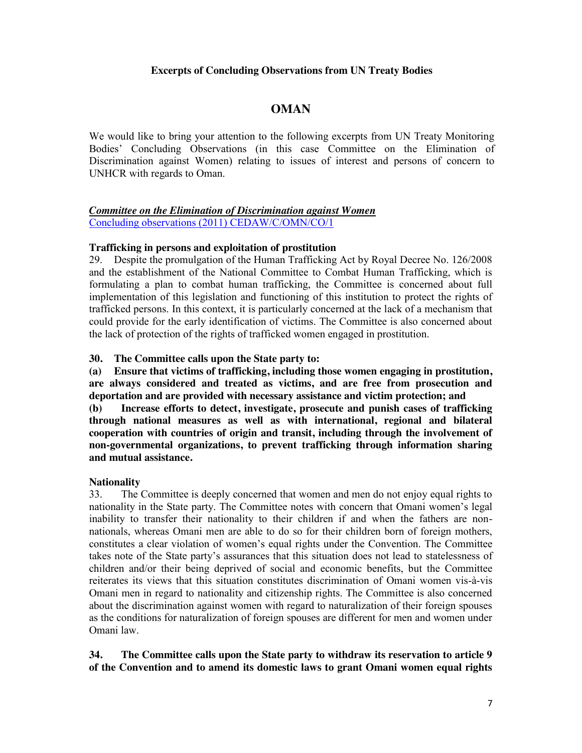**Excerpts of Concluding Observations from UN Treaty Bodies**

# OMAN

We would like to bring your attention to the following excerpts from UN Treaty Monitoring Bodies' Concluding Observations (in this case Committee on the Elimination of Discrimination against Women) relating to issues of interest and persons of concern to UNHCR with regards to Oman.

***Committee on the Elimination of Discrimination against Women***
[Concluding observations (2011) CEDAW/C/OMN/CO/1]

**Trafficking in persons and exploitation of prostitution**

29. Despite the promulgation of the Human Trafficking Act by Royal Decree No. 126/2008 and the establishment of the National Committee to Combat Human Trafficking, which is formulating a plan to combat human trafficking, the Committee is concerned about full implementation of this legislation and functioning of this institution to protect the rights of trafficked persons. In this context, it is particularly concerned at the lack of a mechanism that could provide for the early identification of victims. The Committee is also concerned about the lack of protection of the rights of trafficked women engaged in prostitution.

**30. The Committee calls upon the State party to:**

**(a) Ensure that victims of trafficking, including those women engaging in prostitution, are always considered and treated as victims, and are free from prosecution and deportation and are provided with necessary assistance and victim protection; and**

**(b) Increase efforts to detect, investigate, prosecute and punish cases of trafficking through national measures as well as with international, regional and bilateral cooperation with countries of origin and transit, including through the involvement of non-governmental organizations, to prevent trafficking through information sharing and mutual assistance.**

**Nationality**

33. The Committee is deeply concerned that women and men do not enjoy equal rights to nationality in the State party. The Committee notes with concern that Omani women's legal inability to transfer their nationality to their children if and when the fathers are non-nationals, whereas Omani men are able to do so for their children born of foreign mothers, constitutes a clear violation of women's equal rights under the Convention. The Committee takes note of the State party's assurances that this situation does not lead to statelessness of children and/or their being deprived of social and economic benefits, but the Committee reiterates its views that this situation constitutes discrimination of Omani women vis-à-vis Omani men in regard to nationality and citizenship rights. The Committee is also concerned about the discrimination against women with regard to naturalization of their foreign spouses as the conditions for naturalization of foreign spouses are different for men and women under Omani law.

**34. The Committee calls upon the State party to withdraw its reservation to article 9 of the Convention and to amend its domestic laws to grant Omani women equal rights**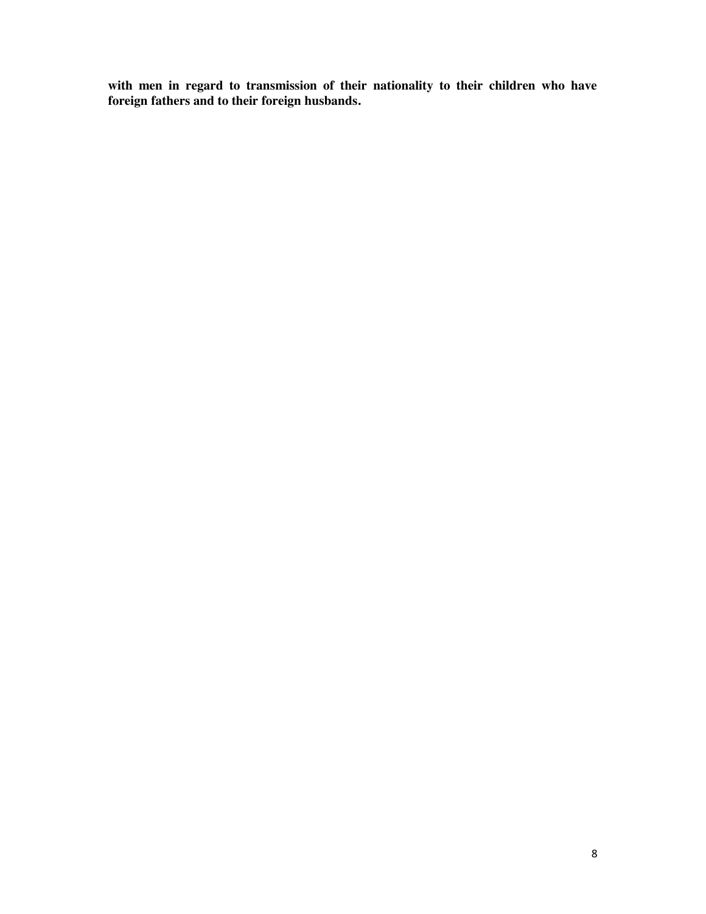**with men in regard to transmission of their nationality to their children who have foreign fathers and to their foreign husbands.**